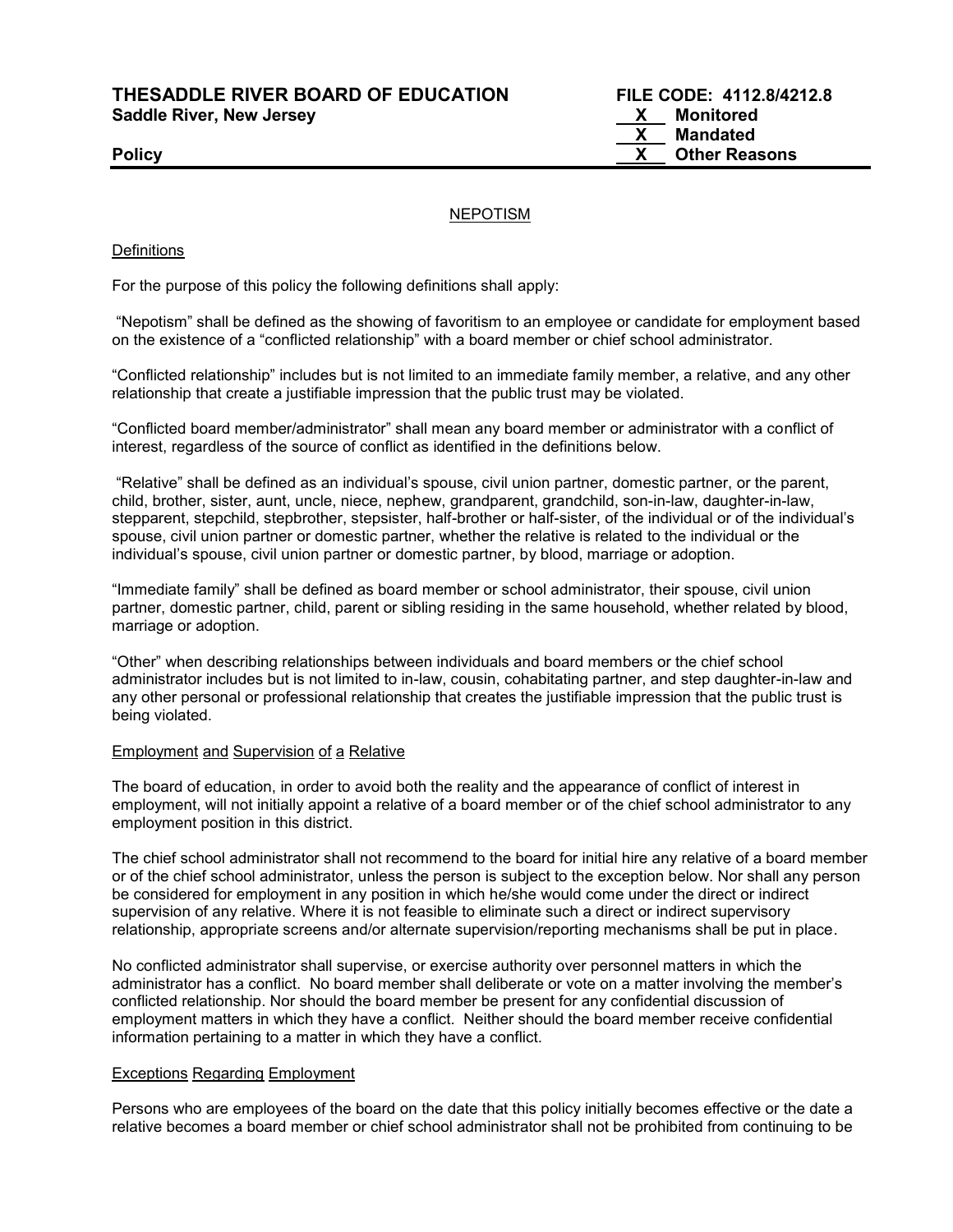**THESADDLE RIVER BOARD OF EDUCATION** **FILE CODE: 4112.8/4212.8**
**Saddle River, New Jersey**

| | |
|---|---|
| X | Monitored |
| X | Mandated |
| X | Other Reasons |

**Policy**

NEPOTISM

Definitions

For the purpose of this policy the following definitions shall apply:

"Nepotism" shall be defined as the showing of favoritism to an employee or candidate for employment based on the existence of a "conflicted relationship" with a board member or chief school administrator.

"Conflicted relationship" includes but is not limited to an immediate family member, a relative, and any other relationship that create a justifiable impression that the public trust may be violated.

"Conflicted board member/administrator" shall mean any board member or administrator with a conflict of interest, regardless of the source of conflict as identified in the definitions below.

"Relative" shall be defined as an individual's spouse, civil union partner, domestic partner, or the parent, child, brother, sister, aunt, uncle, niece, nephew, grandparent, grandchild, son-in-law, daughter-in-law, stepparent, stepchild, stepbrother, stepsister, half-brother or half-sister, of the individual or of the individual's spouse, civil union partner or domestic partner, whether the relative is related to the individual or the individual's spouse, civil union partner or domestic partner, by blood, marriage or adoption.

"Immediate family" shall be defined as board member or school administrator, their spouse, civil union partner, domestic partner, child, parent or sibling residing in the same household, whether related by blood, marriage or adoption.

"Other" when describing relationships between individuals and board members or the chief school administrator includes but is not limited to in-law, cousin, cohabitating partner, and step daughter-in-law and any other personal or professional relationship that creates the justifiable impression that the public trust is being violated.

Employment and Supervision of a Relative

The board of education, in order to avoid both the reality and the appearance of conflict of interest in employment, will not initially appoint a relative of a board member or of the chief school administrator to any employment position in this district.

The chief school administrator shall not recommend to the board for initial hire any relative of a board member or of the chief school administrator, unless the person is subject to the exception below. Nor shall any person be considered for employment in any position in which he/she would come under the direct or indirect supervision of any relative. Where it is not feasible to eliminate such a direct or indirect supervisory relationship, appropriate screens and/or alternate supervision/reporting mechanisms shall be put in place.

No conflicted administrator shall supervise, or exercise authority over personnel matters in which the administrator has a conflict. No board member shall deliberate or vote on a matter involving the member's conflicted relationship. Nor should the board member be present for any confidential discussion of employment matters in which they have a conflict. Neither should the board member receive confidential information pertaining to a matter in which they have a conflict.

Exceptions Regarding Employment

Persons who are employees of the board on the date that this policy initially becomes effective or the date a relative becomes a board member or chief school administrator shall not be prohibited from continuing to be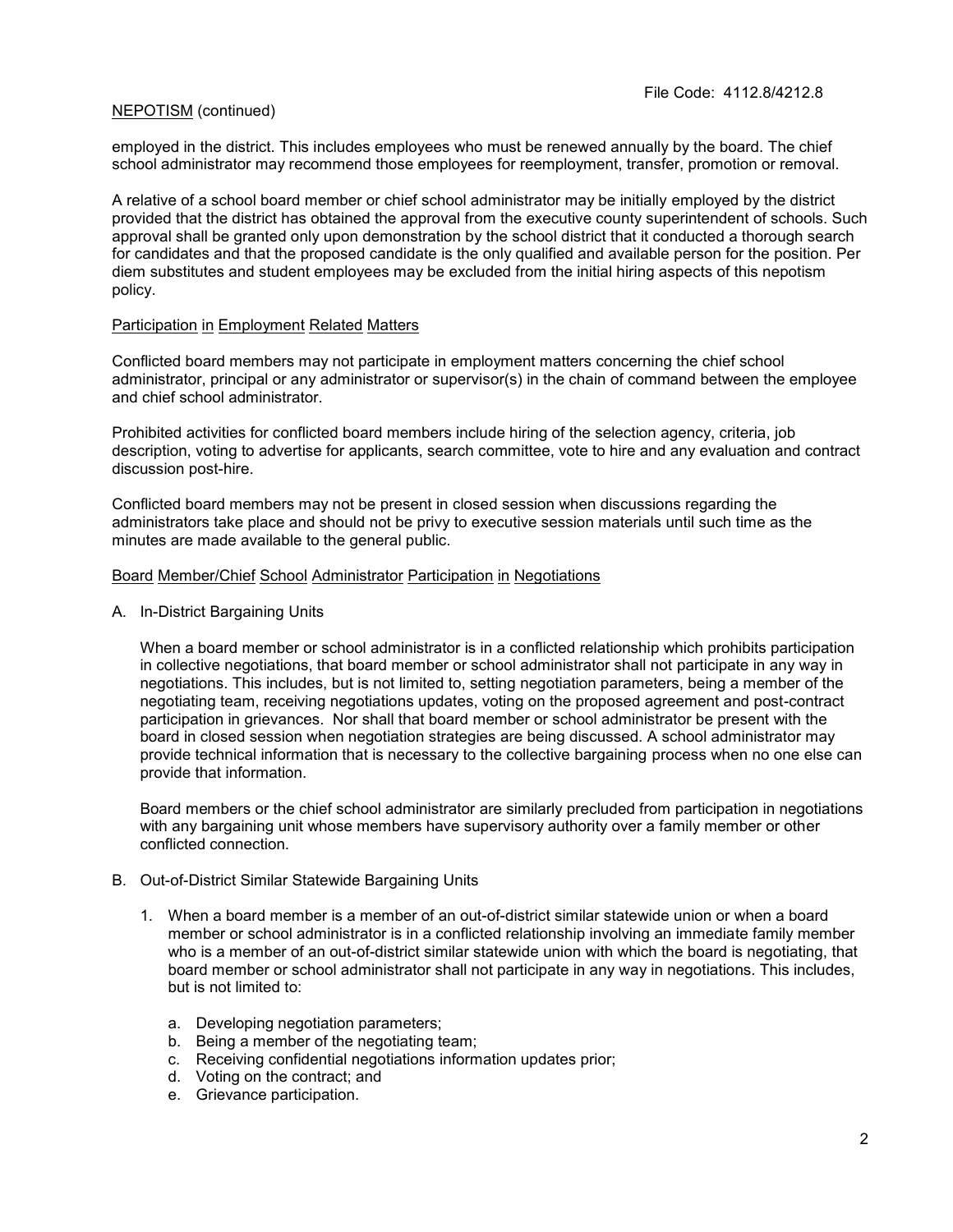employed in the district. This includes employees who must be renewed annually by the board. The chief school administrator may recommend those employees for reemployment, transfer, promotion or removal.

A relative of a school board member or chief school administrator may be initially employed by the district provided that the district has obtained the approval from the executive county superintendent of schools. Such approval shall be granted only upon demonstration by the school district that it conducted a thorough search for candidates and that the proposed candidate is the only qualified and available person for the position. Per diem substitutes and student employees may be excluded from the initial hiring aspects of this nepotism policy.

## Participation in Employment Related Matters

Conflicted board members may not participate in employment matters concerning the chief school administrator, principal or any administrator or supervisor(s) in the chain of command between the employee and chief school administrator.

Prohibited activities for conflicted board members include hiring of the selection agency, criteria, job description, voting to advertise for applicants, search committee, vote to hire and any evaluation and contract discussion post-hire.

Conflicted board members may not be present in closed session when discussions regarding the administrators take place and should not be privy to executive session materials until such time as the minutes are made available to the general public.

## Board Member/Chief School Administrator Participation in Negotiations

A. In-District Bargaining Units

When a board member or school administrator is in a conflicted relationship which prohibits participation in collective negotiations, that board member or school administrator shall not participate in any way in negotiations. This includes, but is not limited to, setting negotiation parameters, being a member of the negotiating team, receiving negotiations updates, voting on the proposed agreement and post-contract participation in grievances. Nor shall that board member or school administrator be present with the board in closed session when negotiation strategies are being discussed. A school administrator may provide technical information that is necessary to the collective bargaining process when no one else can provide that information.

Board members or the chief school administrator are similarly precluded from participation in negotiations with any bargaining unit whose members have supervisory authority over a family member or other conflicted connection.

B. Out-of-District Similar Statewide Bargaining Units

1. When a board member is a member of an out-of-district similar statewide union or when a board member or school administrator is in a conflicted relationship involving an immediate family member who is a member of an out-of-district similar statewide union with which the board is negotiating, that board member or school administrator shall not participate in any way in negotiations. This includes, but is not limited to:

   a. Developing negotiation parameters;
   b. Being a member of the negotiating team;
   c. Receiving confidential negotiations information updates prior;
   d. Voting on the contract; and
   e. Grievance participation.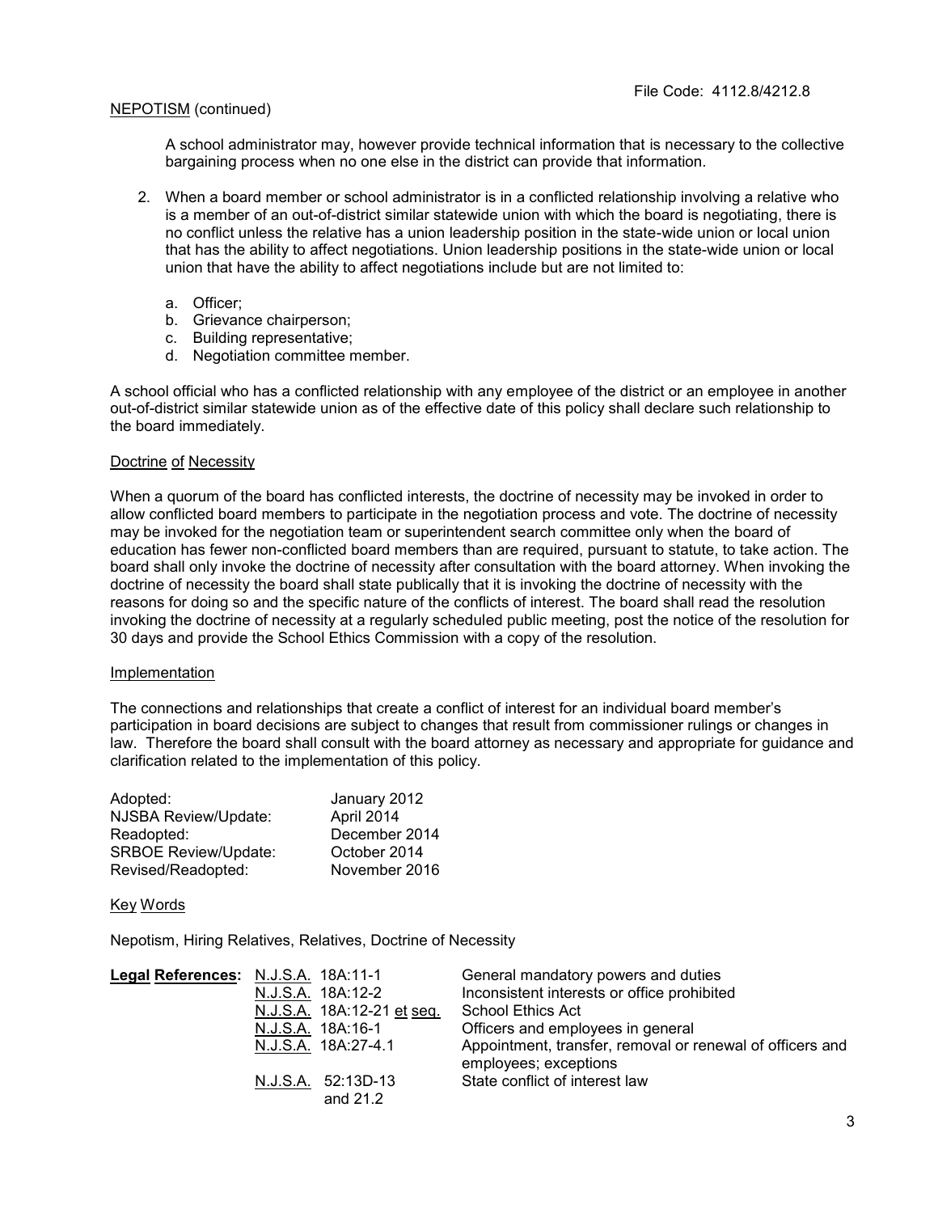File Code: 4112.8/4212.8

NEPOTISM (continued)

A school administrator may, however provide technical information that is necessary to the collective bargaining process when no one else in the district can provide that information.

2. When a board member or school administrator is in a conflicted relationship involving a relative who is a member of an out-of-district similar statewide union with which the board is negotiating, there is no conflict unless the relative has a union leadership position in the state-wide union or local union that has the ability to affect negotiations. Union leadership positions in the state-wide union or local union that have the ability to affect negotiations include but are not limited to:

   a. Officer;
   b. Grievance chairperson;
   c. Building representative;
   d. Negotiation committee member.

A school official who has a conflicted relationship with any employee of the district or an employee in another out-of-district similar statewide union as of the effective date of this policy shall declare such relationship to the board immediately.

Doctrine of Necessity

When a quorum of the board has conflicted interests, the doctrine of necessity may be invoked in order to allow conflicted board members to participate in the negotiation process and vote. The doctrine of necessity may be invoked for the negotiation team or superintendent search committee only when the board of education has fewer non-conflicted board members than are required, pursuant to statute, to take action. The board shall only invoke the doctrine of necessity after consultation with the board attorney. When invoking the doctrine of necessity the board shall state publically that it is invoking the doctrine of necessity with the reasons for doing so and the specific nature of the conflicts of interest. The board shall read the resolution invoking the doctrine of necessity at a regularly scheduled public meeting, post the notice of the resolution for 30 days and provide the School Ethics Commission with a copy of the resolution.

Implementation

The connections and relationships that create a conflict of interest for an individual board member's participation in board decisions are subject to changes that result from commissioner rulings or changes in law. Therefore the board shall consult with the board attorney as necessary and appropriate for guidance and clarification related to the implementation of this policy.

| | |
|---|---|
| Adopted: | January 2012 |
| NJSBA Review/Update: | April 2014 |
| Readopted: | December 2014 |
| SRBOE Review/Update: | October 2014 |
| Revised/Readopted: | November 2016 |

Key Words

Nepotism, Hiring Relatives, Relatives, Doctrine of Necessity

| **Legal References:** | | |
|---|---|---|
| | N.J.S.A. 18A:11-1 | General mandatory powers and duties |
| | N.J.S.A. 18A:12-2 | Inconsistent interests or office prohibited |
| | N.J.S.A. 18A:12-21 et seq. | School Ethics Act |
| | N.J.S.A. 18A:16-1 | Officers and employees in general |
| | N.J.S.A. 18A:27-4.1 | Appointment, transfer, removal or renewal of officers and employees; exceptions |
| | N.J.S.A. 52:13D-13 and 21.2 | State conflict of interest law |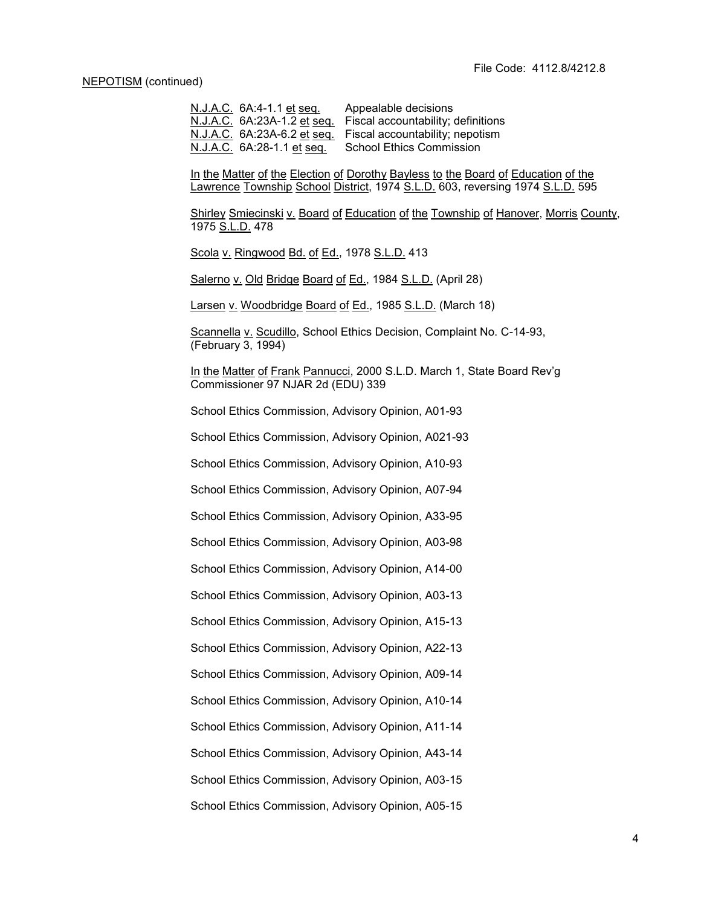NEPOTISM (continued)

| | |
|---|---|
| N.J.A.C. 6A:4-1.1 et seq. | Appealable decisions |
| N.J.A.C. 6A:23A-1.2 et seq. | Fiscal accountability; definitions |
| N.J.A.C. 6A:23A-6.2 et seq. | Fiscal accountability; nepotism |
| N.J.A.C. 6A:28-1.1 et seq. | School Ethics Commission |

In the Matter of the Election of Dorothy Bayless to the Board of Education of the Lawrence Township School District, 1974 S.L.D. 603, reversing 1974 S.L.D. 595

Shirley Smiecinski v. Board of Education of the Township of Hanover, Morris County, 1975 S.L.D. 478

Scola v. Ringwood Bd. of Ed., 1978 S.L.D. 413

Salerno v. Old Bridge Board of Ed., 1984 S.L.D. (April 28)

Larsen v. Woodbridge Board of Ed., 1985 S.L.D. (March 18)

Scannella v. Scudillo, School Ethics Decision, Complaint No. C-14-93, (February 3, 1994)

In the Matter of Frank Pannucci, 2000 S.L.D. March 1, State Board Rev'g Commissioner 97 NJAR 2d (EDU) 339

School Ethics Commission, Advisory Opinion, A01-93

School Ethics Commission, Advisory Opinion, A021-93

School Ethics Commission, Advisory Opinion, A10-93

School Ethics Commission, Advisory Opinion, A07-94

School Ethics Commission, Advisory Opinion, A33-95

School Ethics Commission, Advisory Opinion, A03-98

School Ethics Commission, Advisory Opinion, A14-00

School Ethics Commission, Advisory Opinion, A03-13

School Ethics Commission, Advisory Opinion, A15-13

School Ethics Commission, Advisory Opinion, A22-13

School Ethics Commission, Advisory Opinion, A09-14

School Ethics Commission, Advisory Opinion, A10-14

School Ethics Commission, Advisory Opinion, A11-14

School Ethics Commission, Advisory Opinion, A43-14

School Ethics Commission, Advisory Opinion, A03-15

School Ethics Commission, Advisory Opinion, A05-15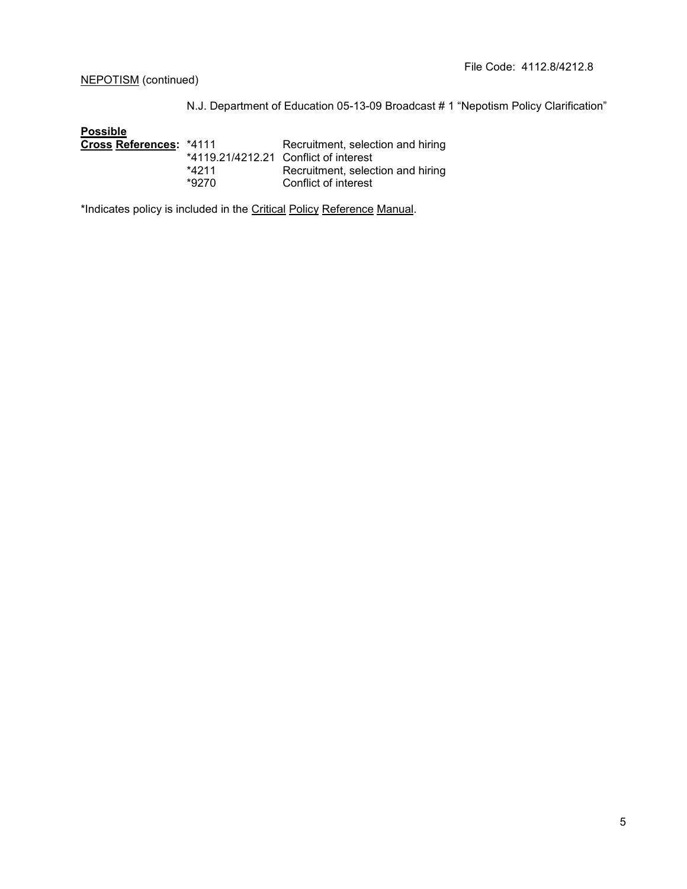File Code: 4112.8/4212.8

NEPOTISM (continued)

N.J. Department of Education 05-13-09 Broadcast # 1 "Nepotism Policy Clarification"

**Possible Cross References:**

| | |
|---|---|
| *4111 | Recruitment, selection and hiring |
| *4119.21/4212.21 | Conflict of interest |
| *4211 | Recruitment, selection and hiring |
| *9270 | Conflict of interest |

*Indicates policy is included in the Critical Policy Reference Manual.